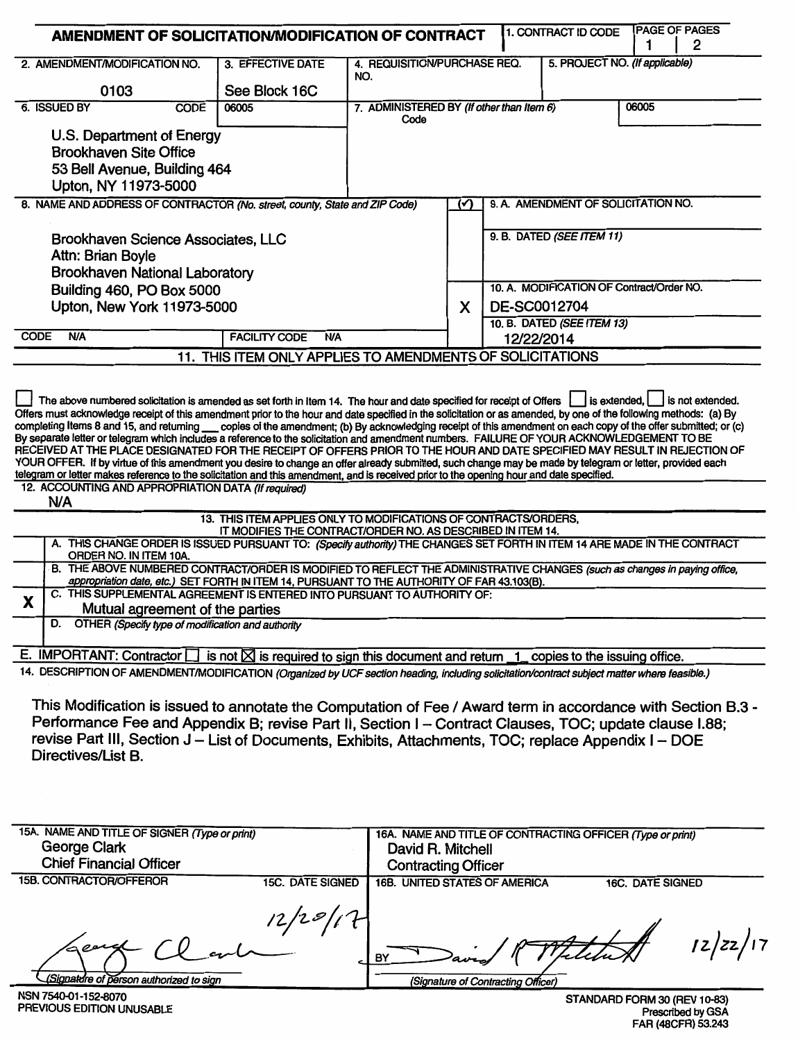# AMENDMENT OF SOLICITATION/MODIFICATION OF CONTRACT

| 1. CONTRACT ID CODE | PAGE OF PAGES |
|---|---|
| | 1 \| 2 |

| 2. AMENDMENT/MODIFICATION NO. | 3. EFFECTIVE DATE | 4. REQUISITION/PURCHASE REQ. NO. | 5. PROJECT NO. (If applicable) |
|---|---|---|---|
| 0103 | See Block 16C | | |

**6. ISSUED BY** CODE 06005

U.S. Department of Energy
Brookhaven Site Office
53 Bell Avenue, Building 464
Upton, NY 11973-5000

**7. ADMINISTERED BY** *(If other than Item 6)* Code 06005

**8. NAME AND ADDRESS OF CONTRACTOR** *(No. street, county, State and ZIP Code)*

Brookhaven Science Associates, LLC
Attn: Brian Boyle
Brookhaven National Laboratory
Building 460, PO Box 5000
Upton, New York 11973-5000

CODE N/A FACILITY CODE N/A

9. A. AMENDMENT OF SOLICITATION NO.

9. B. DATED *(SEE ITEM 11)*

X 10. A. MODIFICATION OF Contract/Order NO.
DE-SC0012704

10. B. DATED *(SEE ITEM 13)*
12/22/2014

## 11. THIS ITEM ONLY APPLIES TO AMENDMENTS OF SOLICITATIONS

☐ The above numbered solicitation is amended as set forth in Item 14. The hour and date specified for receipt of Offers ☐ is extended, ☐ is not extended. Offers must acknowledge receipt of this amendment prior to the hour and date specified in the solicitation or as amended, by one of the following methods: (a) By completing Items 8 and 15, and returning ___ copies of the amendment; (b) By acknowledging receipt of this amendment on each copy of the offer submitted; or (c) By separate letter or telegram which includes a reference to the solicitation and amendment numbers. FAILURE OF YOUR ACKNOWLEDGEMENT TO BE RECEIVED AT THE PLACE DESIGNATED FOR THE RECEIPT OF OFFERS PRIOR TO THE HOUR AND DATE SPECIFIED MAY RESULT IN REJECTION OF YOUR OFFER. If by virtue of this amendment you desire to change an offer already submitted, such change may be made by telegram or letter, provided each telegram or letter makes reference to the solicitation and this amendment, and is received prior to the opening hour and date specified.

**12. ACCOUNTING AND APPROPRIATION DATA** *(If required)*
N/A

## 13. THIS ITEM APPLIES ONLY TO MODIFICATIONS OF CONTRACTS/ORDERS, IT MODIFIES THE CONTRACT/ORDER NO. AS DESCRIBED IN ITEM 14.

| | |
|---|---|
| | A. THIS CHANGE ORDER IS ISSUED PURSUANT TO: *(Specify authority)* THE CHANGES SET FORTH IN ITEM 14 ARE MADE IN THE CONTRACT ORDER NO. IN ITEM 10A. |
| | B. THE ABOVE NUMBERED CONTRACT/ORDER IS MODIFIED TO REFLECT THE ADMINISTRATIVE CHANGES *(such as changes in paying office, appropriation date, etc.)* SET FORTH IN ITEM 14, PURSUANT TO THE AUTHORITY OF FAR 43.103(B). |
| X | C. THIS SUPPLEMENTAL AGREEMENT IS ENTERED INTO PURSUANT TO AUTHORITY OF: Mutual agreement of the parties |
| | D. OTHER *(Specify type of modification and authority)* |

E. IMPORTANT: Contractor ☐ is not ☒ is required to sign this document and return 1 copies to the issuing office.

**14. DESCRIPTION OF AMENDMENT/MODIFICATION** *(Organized by UCF section heading, including solicitation/contract subject matter where feasible.)*

This Modification is issued to annotate the Computation of Fee / Award term in accordance with Section B.3 - Performance Fee and Appendix B; revise Part II, Section I – Contract Clauses, TOC; update clause I.88; revise Part III, Section J – List of Documents, Exhibits, Attachments, TOC; replace Appendix I – DOE Directives/List B.

| 15A. NAME AND TITLE OF SIGNER *(Type or print)* | | 16A. NAME AND TITLE OF CONTRACTING OFFICER *(Type or print)* | |
|---|---|---|---|
| George Clark<br>Chief Financial Officer | | David R. Mitchell<br>Contracting Officer | |
| 15B. CONTRACTOR/OFFEROR | 15C. DATE SIGNED | 16B. UNITED STATES OF AMERICA | 16C. DATE SIGNED |
| *(signature)* George Clark<br>(Signature of person authorized to sign) | 12/20/17 | BY *(signature)* David R. Mitchell<br>(Signature of Contracting Officer) | 12/22/17 |

NSN 7540-01-152-8070
PREVIOUS EDITION UNUSABLE

STANDARD FORM 30 (REV 10-83)
Prescribed by GSA
FAR (48CFR) 53.243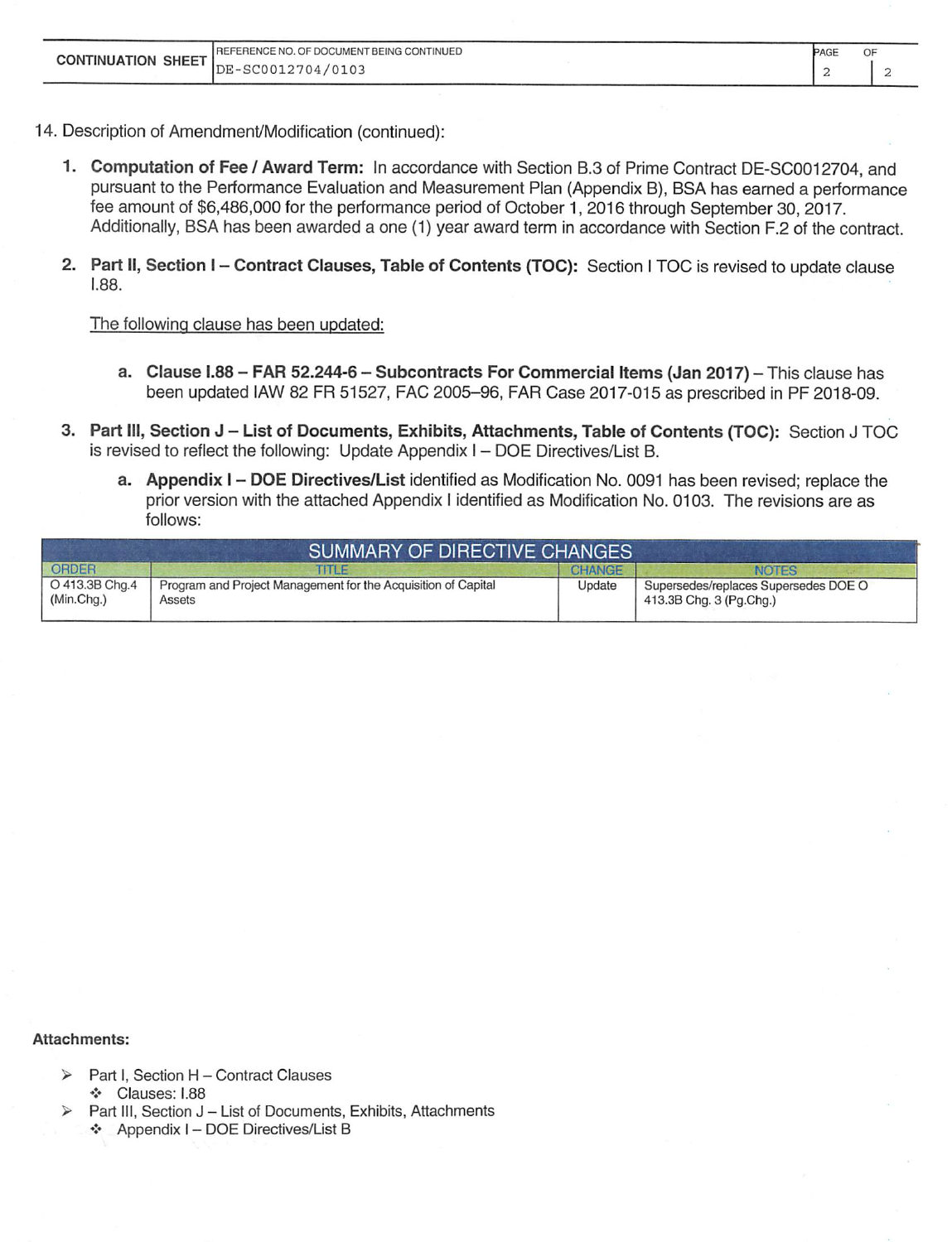| CONTINUATION SHEET | REFERENCE NO. OF DOCUMENT BEING CONTINUED DE-SC0012704/0103 | PAGE 2 | OF 2 |
|---|---|---|---|

14. Description of Amendment/Modification (continued):

1. **Computation of Fee / Award Term:** In accordance with Section B.3 of Prime Contract DE-SC0012704, and pursuant to the Performance Evaluation and Measurement Plan (Appendix B), BSA has earned a performance fee amount of $6,486,000 for the performance period of October 1, 2016 through September 30, 2017. Additionally, BSA has been awarded a one (1) year award term in accordance with Section F.2 of the contract.

2. **Part II, Section I – Contract Clauses, Table of Contents (TOC):** Section I TOC is revised to update clause I.88.

   The following clause has been updated:

   a. **Clause I.88 – FAR 52.244-6 – Subcontracts For Commercial Items (Jan 2017)** – This clause has been updated IAW 82 FR 51527, FAC 2005–96, FAR Case 2017-015 as prescribed in PF 2018-09.

3. **Part III, Section J – List of Documents, Exhibits, Attachments, Table of Contents (TOC):** Section J TOC is revised to reflect the following: Update Appendix I – DOE Directives/List B.

   a. **Appendix I – DOE Directives/List** identified as Modification No. 0091 has been revised; replace the prior version with the attached Appendix I identified as Modification No. 0103. The revisions are as follows:

| SUMMARY OF DIRECTIVE CHANGES | | | |
|---|---|---|---|
| ORDER | TITLE | CHANGE | NOTES |
| O 413.3B Chg.4 (Min.Chg.) | Program and Project Management for the Acquisition of Capital Assets | Update | Supersedes/replaces Supersedes DOE O 413.3B Chg. 3 (Pg.Chg.) |

**Attachments:**

- Part I, Section H – Contract Clauses
  - Clauses: I.88
- Part III, Section J – List of Documents, Exhibits, Attachments
  - Appendix I – DOE Directives/List B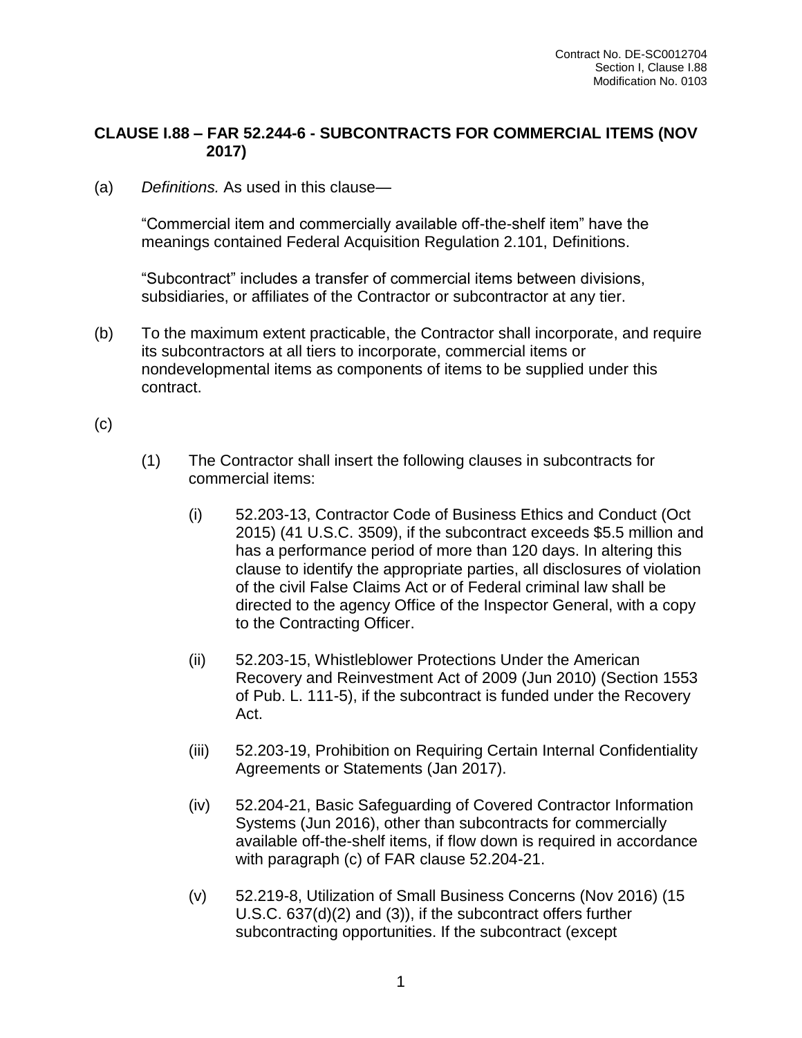## CLAUSE I.88 – FAR 52.244-6 - SUBCONTRACTS FOR COMMERCIAL ITEMS (NOV 2017)

(a) *Definitions.* As used in this clause—

"Commercial item and commercially available off-the-shelf item" have the meanings contained Federal Acquisition Regulation 2.101, Definitions.

"Subcontract" includes a transfer of commercial items between divisions, subsidiaries, or affiliates of the Contractor or subcontractor at any tier.

(b) To the maximum extent practicable, the Contractor shall incorporate, and require its subcontractors at all tiers to incorporate, commercial items or nondevelopmental items as components of items to be supplied under this contract.

(c)

(1) The Contractor shall insert the following clauses in subcontracts for commercial items:

(i) 52.203-13, Contractor Code of Business Ethics and Conduct (Oct 2015) (41 U.S.C. 3509), if the subcontract exceeds $5.5 million and has a performance period of more than 120 days. In altering this clause to identify the appropriate parties, all disclosures of violation of the civil False Claims Act or of Federal criminal law shall be directed to the agency Office of the Inspector General, with a copy to the Contracting Officer.

(ii) 52.203-15, Whistleblower Protections Under the American Recovery and Reinvestment Act of 2009 (Jun 2010) (Section 1553 of Pub. L. 111-5), if the subcontract is funded under the Recovery Act.

(iii) 52.203-19, Prohibition on Requiring Certain Internal Confidentiality Agreements or Statements (Jan 2017).

(iv) 52.204-21, Basic Safeguarding of Covered Contractor Information Systems (Jun 2016), other than subcontracts for commercially available off-the-shelf items, if flow down is required in accordance with paragraph (c) of FAR clause 52.204-21.

(v) 52.219-8, Utilization of Small Business Concerns (Nov 2016) (15 U.S.C. 637(d)(2) and (3)), if the subcontract offers further subcontracting opportunities. If the subcontract (except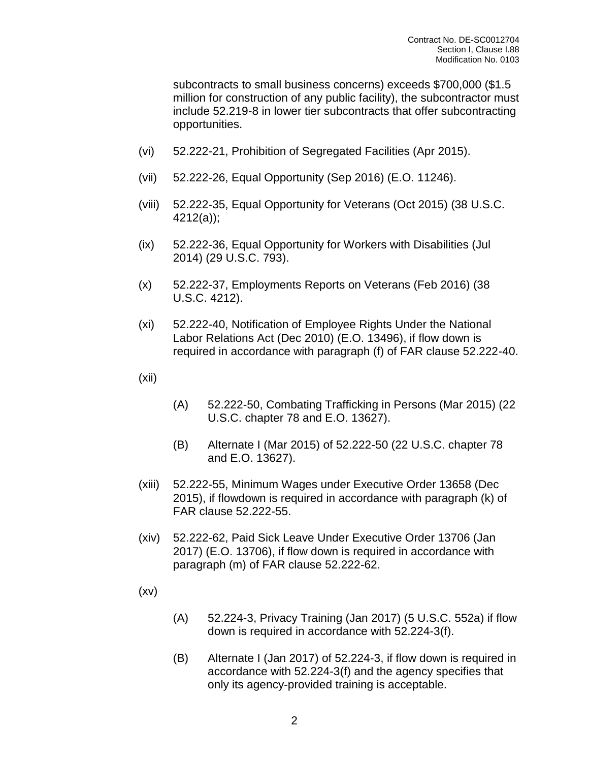subcontracts to small business concerns) exceeds $700,000 ($1.5 million for construction of any public facility), the subcontractor must include 52.219-8 in lower tier subcontracts that offer subcontracting opportunities.

(vi) 52.222-21, Prohibition of Segregated Facilities (Apr 2015).

(vii) 52.222-26, Equal Opportunity (Sep 2016) (E.O. 11246).

(viii) 52.222-35, Equal Opportunity for Veterans (Oct 2015) (38 U.S.C. 4212(a));

(ix) 52.222-36, Equal Opportunity for Workers with Disabilities (Jul 2014) (29 U.S.C. 793).

(x) 52.222-37, Employments Reports on Veterans (Feb 2016) (38 U.S.C. 4212).

(xi) 52.222-40, Notification of Employee Rights Under the National Labor Relations Act (Dec 2010) (E.O. 13496), if flow down is required in accordance with paragraph (f) of FAR clause 52.222-40.

(xii)

(A) 52.222-50, Combating Trafficking in Persons (Mar 2015) (22 U.S.C. chapter 78 and E.O. 13627).

(B) Alternate I (Mar 2015) of 52.222-50 (22 U.S.C. chapter 78 and E.O. 13627).

(xiii) 52.222-55, Minimum Wages under Executive Order 13658 (Dec 2015), if flowdown is required in accordance with paragraph (k) of FAR clause 52.222-55.

(xiv) 52.222-62, Paid Sick Leave Under Executive Order 13706 (Jan 2017) (E.O. 13706), if flow down is required in accordance with paragraph (m) of FAR clause 52.222-62.

(xv)

(A) 52.224-3, Privacy Training (Jan 2017) (5 U.S.C. 552a) if flow down is required in accordance with 52.224-3(f).

(B) Alternate I (Jan 2017) of 52.224-3, if flow down is required in accordance with 52.224-3(f) and the agency specifies that only its agency-provided training is acceptable.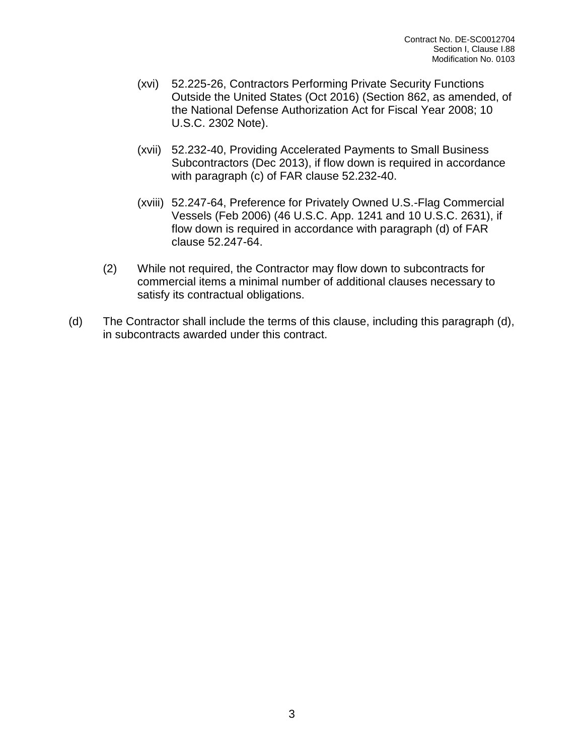(xvi) 52.225-26, Contractors Performing Private Security Functions Outside the United States (Oct 2016) (Section 862, as amended, of the National Defense Authorization Act for Fiscal Year 2008; 10 U.S.C. 2302 Note).

(xvii) 52.232-40, Providing Accelerated Payments to Small Business Subcontractors (Dec 2013), if flow down is required in accordance with paragraph (c) of FAR clause 52.232-40.

(xviii) 52.247-64, Preference for Privately Owned U.S.-Flag Commercial Vessels (Feb 2006) (46 U.S.C. App. 1241 and 10 U.S.C. 2631), if flow down is required in accordance with paragraph (d) of FAR clause 52.247-64.

(2) While not required, the Contractor may flow down to subcontracts for commercial items a minimal number of additional clauses necessary to satisfy its contractual obligations.

(d) The Contractor shall include the terms of this clause, including this paragraph (d), in subcontracts awarded under this contract.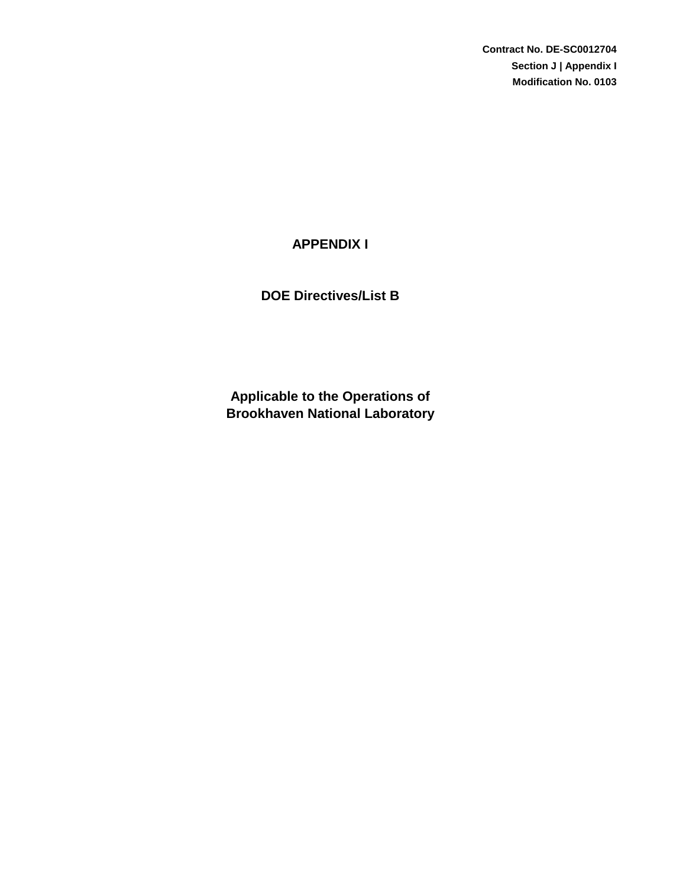Contract No. DE-SC0012704
Section J | Appendix I
Modification No. 0103

# APPENDIX I

## DOE Directives/List B

## Applicable to the Operations of Brookhaven National Laboratory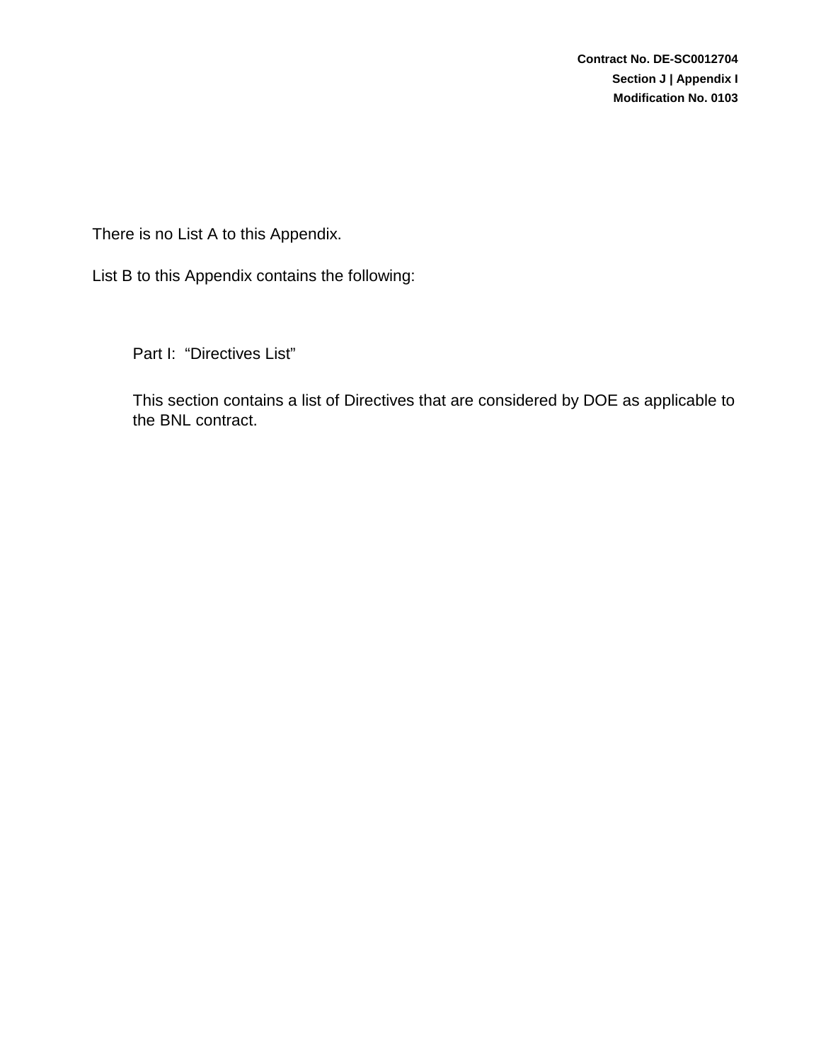There is no List A to this Appendix.

List B to this Appendix contains the following:

Part I: “Directives List”

This section contains a list of Directives that are considered by DOE as applicable to the BNL contract.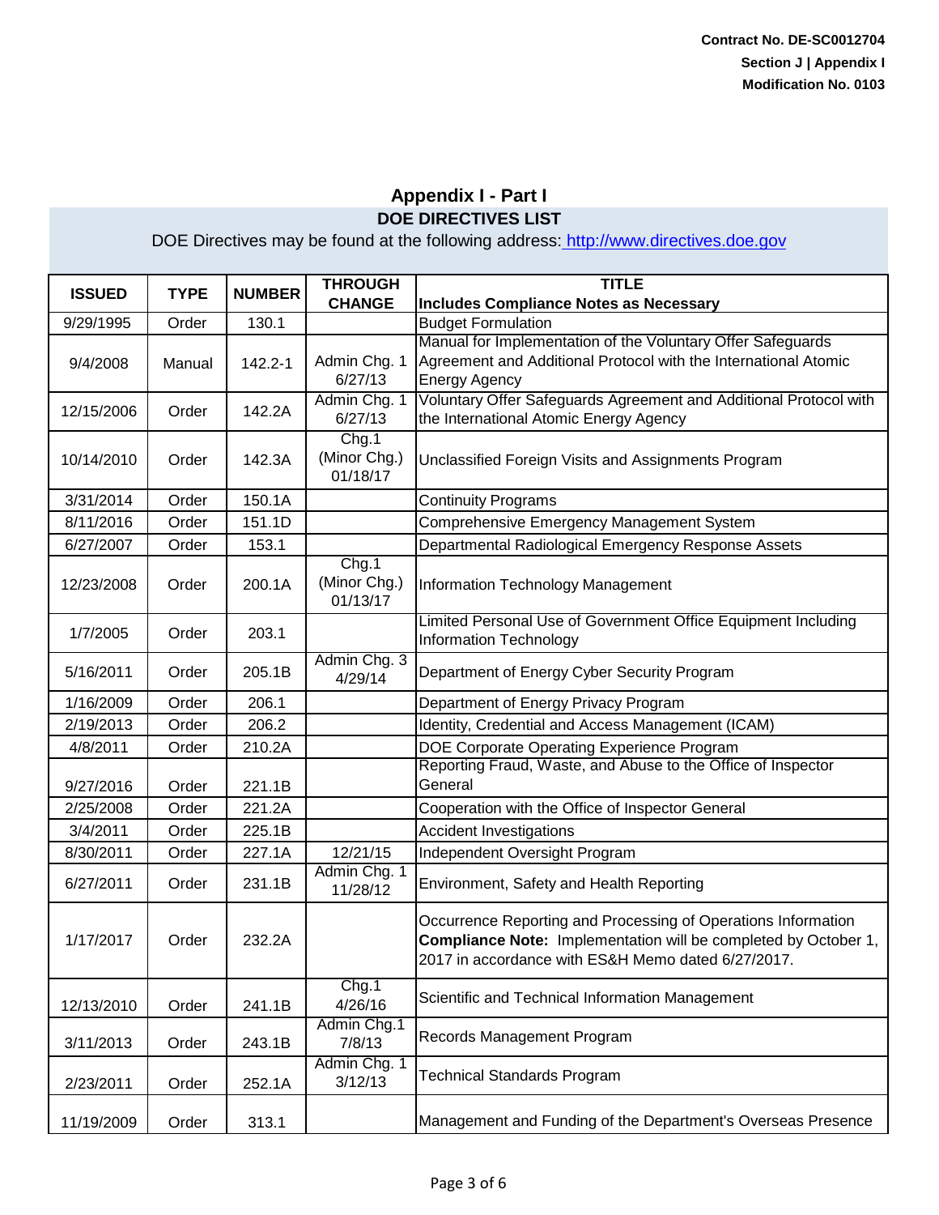Contract No. DE-SC0012704
Section J | Appendix I
Modification No. 0103

# Appendix I - Part I

## DOE DIRECTIVES LIST

DOE Directives may be found at the following address: http://www.directives.doe.gov

| ISSUED | TYPE | NUMBER | THROUGH CHANGE | TITLE<br>Includes Compliance Notes as Necessary |
|---|---|---|---|---|
| 9/29/1995 | Order | 130.1 | | Budget Formulation |
| 9/4/2008 | Manual | 142.2-1 | Admin Chg. 1 6/27/13 | Manual for Implementation of the Voluntary Offer Safeguards Agreement and Additional Protocol with the International Atomic Energy Agency |
| 12/15/2006 | Order | 142.2A | Admin Chg. 1 6/27/13 | Voluntary Offer Safeguards Agreement and Additional Protocol with the International Atomic Energy Agency |
| 10/14/2010 | Order | 142.3A | Chg.1 (Minor Chg.) 01/18/17 | Unclassified Foreign Visits and Assignments Program |
| 3/31/2014 | Order | 150.1A | | Continuity Programs |
| 8/11/2016 | Order | 151.1D | | Comprehensive Emergency Management System |
| 6/27/2007 | Order | 153.1 | | Departmental Radiological Emergency Response Assets |
| 12/23/2008 | Order | 200.1A | Chg.1 (Minor Chg.) 01/13/17 | Information Technology Management |
| 1/7/2005 | Order | 203.1 | | Limited Personal Use of Government Office Equipment Including Information Technology |
| 5/16/2011 | Order | 205.1B | Admin Chg. 3 4/29/14 | Department of Energy Cyber Security Program |
| 1/16/2009 | Order | 206.1 | | Department of Energy Privacy Program |
| 2/19/2013 | Order | 206.2 | | Identity, Credential and Access Management (ICAM) |
| 4/8/2011 | Order | 210.2A | | DOE Corporate Operating Experience Program |
| 9/27/2016 | Order | 221.1B | | Reporting Fraud, Waste, and Abuse to the Office of Inspector General |
| 2/25/2008 | Order | 221.2A | | Cooperation with the Office of Inspector General |
| 3/4/2011 | Order | 225.1B | | Accident Investigations |
| 8/30/2011 | Order | 227.1A | 12/21/15 | Independent Oversight Program |
| 6/27/2011 | Order | 231.1B | Admin Chg. 1 11/28/12 | Environment, Safety and Health Reporting |
| 1/17/2017 | Order | 232.2A | | Occurrence Reporting and Processing of Operations Information<br>**Compliance Note:** Implementation will be completed by October 1, 2017 in accordance with ES&H Memo dated 6/27/2017. |
| 12/13/2010 | Order | 241.1B | Chg.1 4/26/16 | Scientific and Technical Information Management |
| 3/11/2013 | Order | 243.1B | Admin Chg.1 7/8/13 | Records Management Program |
| 2/23/2011 | Order | 252.1A | Admin Chg. 1 3/12/13 | Technical Standards Program |
| 11/19/2009 | Order | 313.1 | | Management and Funding of the Department's Overseas Presence |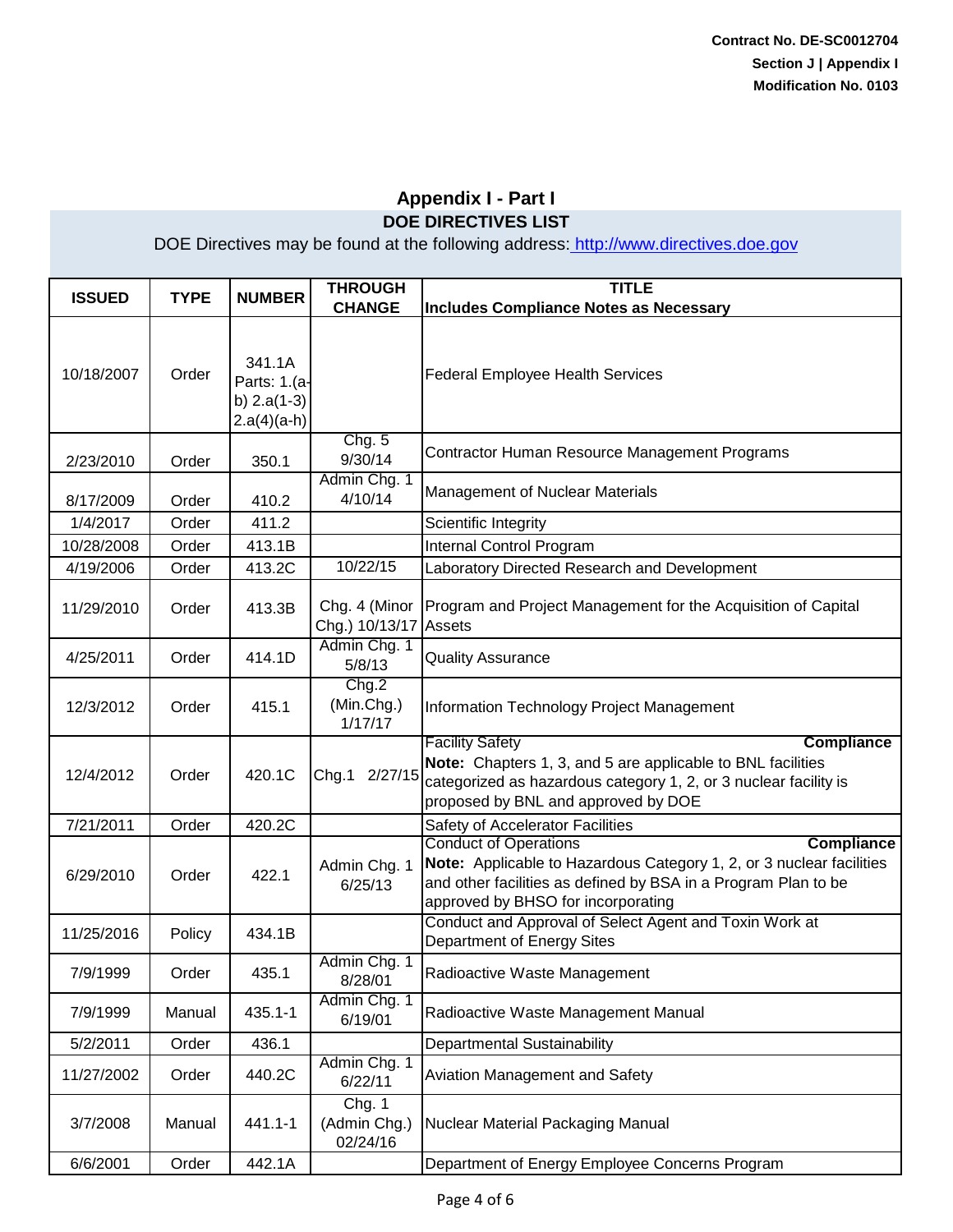Contract No. DE-SC0012704
Section J | Appendix I
Modification No. 0103

## Appendix I - Part I

### DOE DIRECTIVES LIST

DOE Directives may be found at the following address: http://www.directives.doe.gov

| ISSUED | TYPE | NUMBER | THROUGH CHANGE | TITLE Includes Compliance Notes as Necessary |
|---|---|---|---|---|
| 10/18/2007 | Order | 341.1A Parts: 1.(a-b) 2.a(1-3) 2.a(4)(a-h) | | Federal Employee Health Services |
| 2/23/2010 | Order | 350.1 | Chg. 5 9/30/14 | Contractor Human Resource Management Programs |
| 8/17/2009 | Order | 410.2 | Admin Chg. 1 4/10/14 | Management of Nuclear Materials |
| 1/4/2017 | Order | 411.2 | | Scientific Integrity |
| 10/28/2008 | Order | 413.1B | | Internal Control Program |
| 4/19/2006 | Order | 413.2C | 10/22/15 | Laboratory Directed Research and Development |
| 11/29/2010 | Order | 413.3B | Chg. 4 (Minor Chg.) 10/13/17 | Program and Project Management for the Acquisition of Capital Assets |
| 4/25/2011 | Order | 414.1D | Admin Chg. 1 5/8/13 | Quality Assurance |
| 12/3/2012 | Order | 415.1 | Chg.2 (Min.Chg.) 1/17/17 | Information Technology Project Management |
| 12/4/2012 | Order | 420.1C | Chg.1 2/27/15 | Facility Safety **Compliance Note:** Chapters 1, 3, and 5 are applicable to BNL facilities categorized as hazardous category 1, 2, or 3 nuclear facility is proposed by BNL and approved by DOE |
| 7/21/2011 | Order | 420.2C | | Safety of Accelerator Facilities |
| 6/29/2010 | Order | 422.1 | Admin Chg. 1 6/25/13 | Conduct of Operations **Compliance Note:** Applicable to Hazardous Category 1, 2, or 3 nuclear facilities and other facilities as defined by BSA in a Program Plan to be approved by BHSO for incorporating |
| 11/25/2016 | Policy | 434.1B | | Conduct and Approval of Select Agent and Toxin Work at Department of Energy Sites |
| 7/9/1999 | Order | 435.1 | Admin Chg. 1 8/28/01 | Radioactive Waste Management |
| 7/9/1999 | Manual | 435.1-1 | Admin Chg. 1 6/19/01 | Radioactive Waste Management Manual |
| 5/2/2011 | Order | 436.1 | | Departmental Sustainability |
| 11/27/2002 | Order | 440.2C | Admin Chg. 1 6/22/11 | Aviation Management and Safety |
| 3/7/2008 | Manual | 441.1-1 | Chg. 1 (Admin Chg.) 02/24/16 | Nuclear Material Packaging Manual |
| 6/6/2001 | Order | 442.1A | | Department of Energy Employee Concerns Program |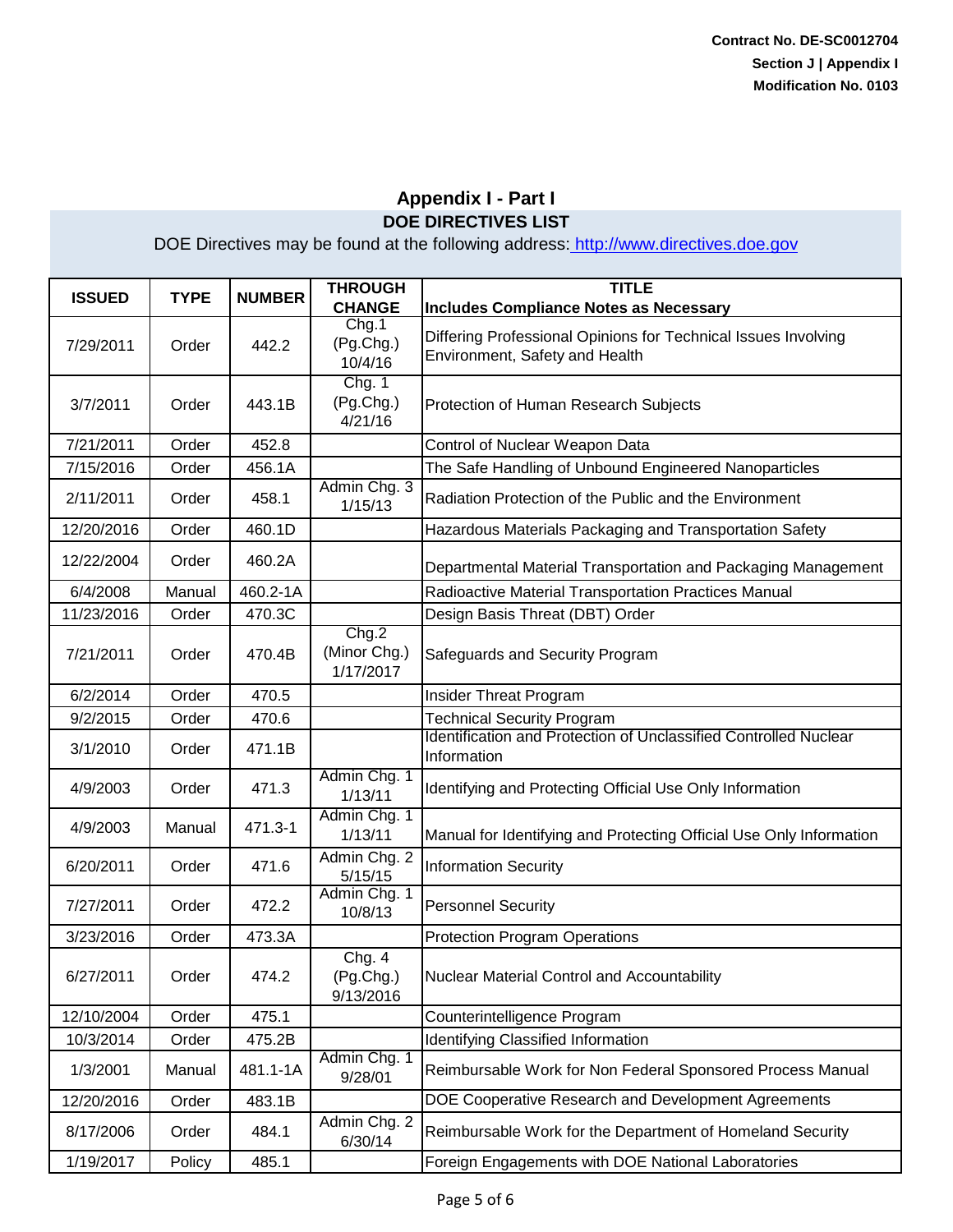Contract No. DE-SC0012704
Section J | Appendix I
Modification No. 0103

## Appendix I - Part I

### DOE DIRECTIVES LIST

DOE Directives may be found at the following address: http://www.directives.doe.gov

| ISSUED | TYPE | NUMBER | THROUGH CHANGE | TITLE Includes Compliance Notes as Necessary |
|---|---|---|---|---|
| 7/29/2011 | Order | 442.2 | Chg.1 (Pg.Chg.) 10/4/16 | Differing Professional Opinions for Technical Issues Involving Environment, Safety and Health |
| 3/7/2011 | Order | 443.1B | Chg. 1 (Pg.Chg.) 4/21/16 | Protection of Human Research Subjects |
| 7/21/2011 | Order | 452.8 | | Control of Nuclear Weapon Data |
| 7/15/2016 | Order | 456.1A | | The Safe Handling of Unbound Engineered Nanoparticles |
| 2/11/2011 | Order | 458.1 | Admin Chg. 3 1/15/13 | Radiation Protection of the Public and the Environment |
| 12/20/2016 | Order | 460.1D | | Hazardous Materials Packaging and Transportation Safety |
| 12/22/2004 | Order | 460.2A | | Departmental Material Transportation and Packaging Management |
| 6/4/2008 | Manual | 460.2-1A | | Radioactive Material Transportation Practices Manual |
| 11/23/2016 | Order | 470.3C | | Design Basis Threat (DBT) Order |
| 7/21/2011 | Order | 470.4B | Chg.2 (Minor Chg.) 1/17/2017 | Safeguards and Security Program |
| 6/2/2014 | Order | 470.5 | | Insider Threat Program |
| 9/2/2015 | Order | 470.6 | | Technical Security Program |
| 3/1/2010 | Order | 471.1B | | Identification and Protection of Unclassified Controlled Nuclear Information |
| 4/9/2003 | Order | 471.3 | Admin Chg. 1 1/13/11 | Identifying and Protecting Official Use Only Information |
| 4/9/2003 | Manual | 471.3-1 | Admin Chg. 1 1/13/11 | Manual for Identifying and Protecting Official Use Only Information |
| 6/20/2011 | Order | 471.6 | Admin Chg. 2 5/15/15 | Information Security |
| 7/27/2011 | Order | 472.2 | Admin Chg. 1 10/8/13 | Personnel Security |
| 3/23/2016 | Order | 473.3A | | Protection Program Operations |
| 6/27/2011 | Order | 474.2 | Chg. 4 (Pg.Chg.) 9/13/2016 | Nuclear Material Control and Accountability |
| 12/10/2004 | Order | 475.1 | | Counterintelligence Program |
| 10/3/2014 | Order | 475.2B | | Identifying Classified Information |
| 1/3/2001 | Manual | 481.1-1A | Admin Chg. 1 9/28/01 | Reimbursable Work for Non Federal Sponsored Process Manual |
| 12/20/2016 | Order | 483.1B | | DOE Cooperative Research and Development Agreements |
| 8/17/2006 | Order | 484.1 | Admin Chg. 2 6/30/14 | Reimbursable Work for the Department of Homeland Security |
| 1/19/2017 | Policy | 485.1 | | Foreign Engagements with DOE National Laboratories |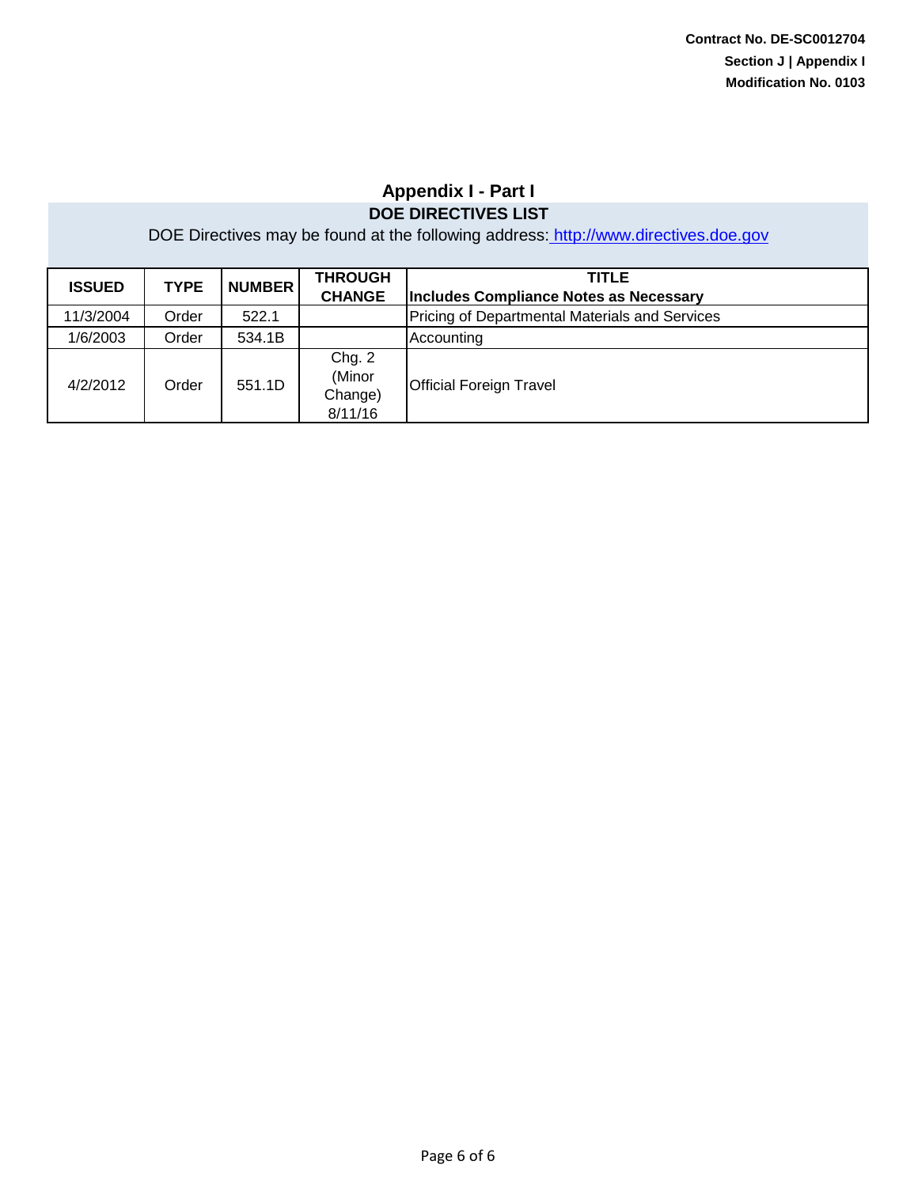# Appendix I - Part I

## DOE DIRECTIVES LIST

DOE Directives may be found at the following address: http://www.directives.doe.gov

| ISSUED | TYPE | NUMBER | THROUGH CHANGE | TITLE Includes Compliance Notes as Necessary |
|---|---|---|---|---|
| 11/3/2004 | Order | 522.1 | | Pricing of Departmental Materials and Services |
| 1/6/2003 | Order | 534.1B | | Accounting |
| 4/2/2012 | Order | 551.1D | Chg. 2 (Minor Change) 8/11/16 | Official Foreign Travel |